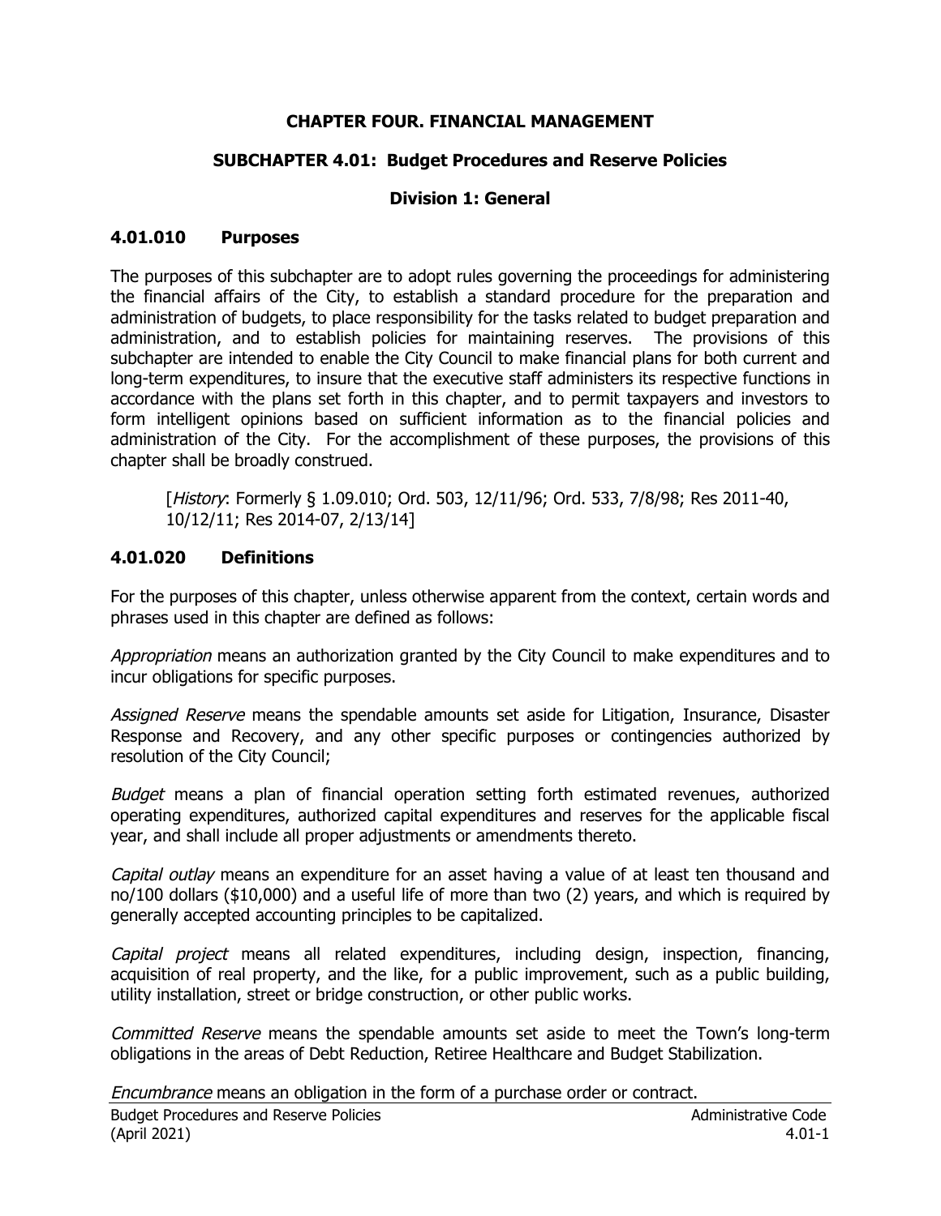# CHAPTER FOUR. FINANCIAL MANAGEMENT

## SUBCHAPTER 4.01: Budget Procedures and Reserve Policies

### Division 1: General

#### 4.01.010 Purposes

The purposes of this subchapter are to adopt rules governing the proceedings for administering the financial affairs of the City, to establish a standard procedure for the preparation and administration of budgets, to place responsibility for the tasks related to budget preparation and administration, and to establish policies for maintaining reserves. The provisions of this subchapter are intended to enable the City Council to make financial plans for both current and long-term expenditures, to insure that the executive staff administers its respective functions in accordance with the plans set forth in this chapter, and to permit taxpayers and investors to form intelligent opinions based on sufficient information as to the financial policies and administration of the City. For the accomplishment of these purposes, the provisions of this chapter shall be broadly construed.

> [*History*: Formerly § 1.09.010; Ord. 503, 12/11/96; Ord. 533, 7/8/98; Res 2011-40, 10/12/11; Res 2014-07, 2/13/14]

#### 4.01.020 Definitions

For the purposes of this chapter, unless otherwise apparent from the context, certain words and phrases used in this chapter are defined as follows:

*Appropriation* means an authorization granted by the City Council to make expenditures and to incur obligations for specific purposes.

*Assigned Reserve* means the spendable amounts set aside for Litigation, Insurance, Disaster Response and Recovery, and any other specific purposes or contingencies authorized by resolution of the City Council;

*Budget* means a plan of financial operation setting forth estimated revenues, authorized operating expenditures, authorized capital expenditures and reserves for the applicable fiscal year, and shall include all proper adjustments or amendments thereto.

*Capital outlay* means an expenditure for an asset having a value of at least ten thousand and no/100 dollars ($10,000) and a useful life of more than two (2) years, and which is required by generally accepted accounting principles to be capitalized.

*Capital project* means all related expenditures, including design, inspection, financing, acquisition of real property, and the like, for a public improvement, such as a public building, utility installation, street or bridge construction, or other public works.

*Committed Reserve* means the spendable amounts set aside to meet the Town's long-term obligations in the areas of Debt Reduction, Retiree Healthcare and Budget Stabilization.

*Encumbrance* means an obligation in the form of a purchase order or contract.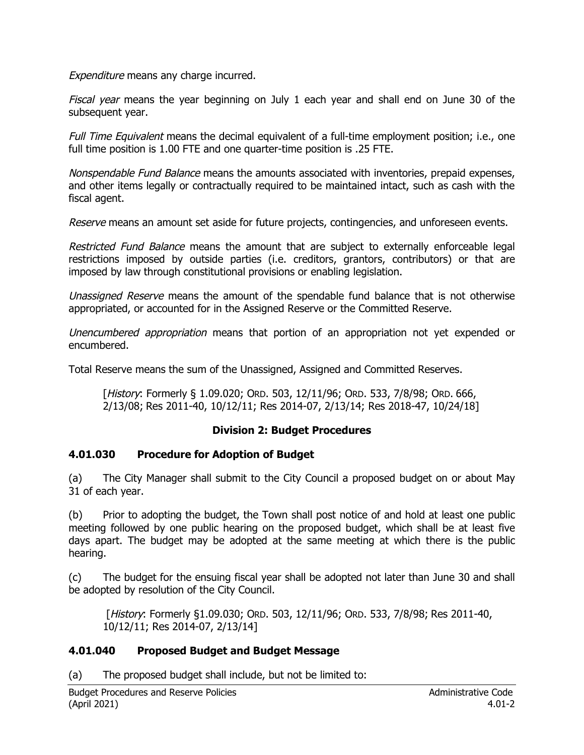*Expenditure* means any charge incurred.

*Fiscal year* means the year beginning on July 1 each year and shall end on June 30 of the subsequent year.

*Full Time Equivalent* means the decimal equivalent of a full-time employment position; i.e., one full time position is 1.00 FTE and one quarter-time position is .25 FTE.

*Nonspendable Fund Balance* means the amounts associated with inventories, prepaid expenses, and other items legally or contractually required to be maintained intact, such as cash with the fiscal agent.

*Reserve* means an amount set aside for future projects, contingencies, and unforeseen events.

*Restricted Fund Balance* means the amount that are subject to externally enforceable legal restrictions imposed by outside parties (i.e. creditors, grantors, contributors) or that are imposed by law through constitutional provisions or enabling legislation.

*Unassigned Reserve* means the amount of the spendable fund balance that is not otherwise appropriated, or accounted for in the Assigned Reserve or the Committed Reserve.

*Unencumbered appropriation* means that portion of an appropriation not yet expended or encumbered.

Total Reserve means the sum of the Unassigned, Assigned and Committed Reserves.

> [*History*: Formerly § 1.09.020; ORD. 503, 12/11/96; ORD. 533, 7/8/98; ORD. 666, 2/13/08; Res 2011-40, 10/12/11; Res 2014-07, 2/13/14; Res 2018-47, 10/24/18]

## Division 2: Budget Procedures

### 4.01.030 Procedure for Adoption of Budget

(a) The City Manager shall submit to the City Council a proposed budget on or about May 31 of each year.

(b) Prior to adopting the budget, the Town shall post notice of and hold at least one public meeting followed by one public hearing on the proposed budget, which shall be at least five days apart. The budget may be adopted at the same meeting at which there is the public hearing.

(c) The budget for the ensuing fiscal year shall be adopted not later than June 30 and shall be adopted by resolution of the City Council.

> [*History*: Formerly §1.09.030; ORD. 503, 12/11/96; ORD. 533, 7/8/98; Res 2011-40, 10/12/11; Res 2014-07, 2/13/14]

### 4.01.040 Proposed Budget and Budget Message

(a) The proposed budget shall include, but not be limited to: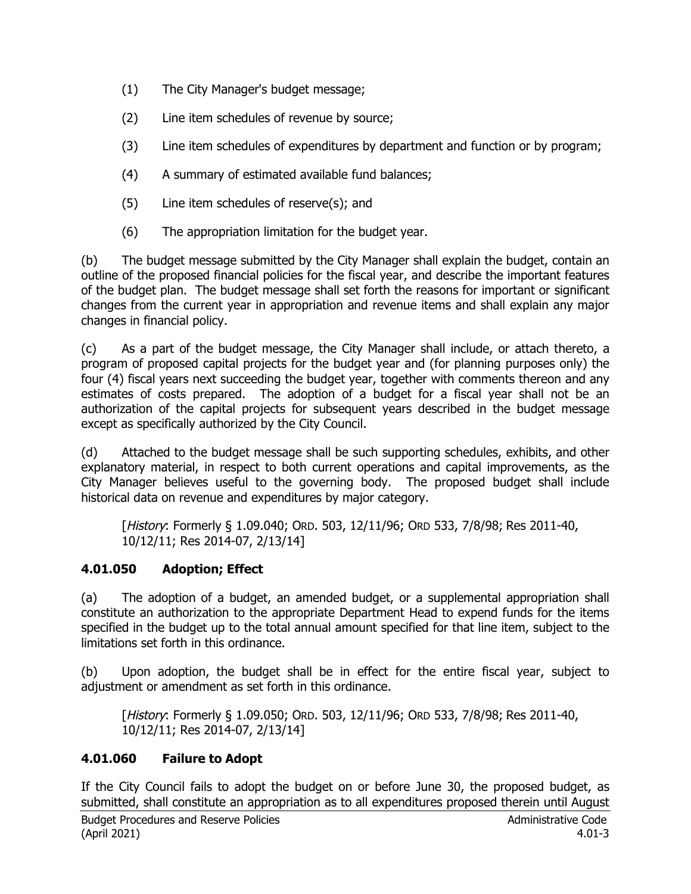(1) The City Manager's budget message;

(2) Line item schedules of revenue by source;

(3) Line item schedules of expenditures by department and function or by program;

(4) A summary of estimated available fund balances;

(5) Line item schedules of reserve(s); and

(6) The appropriation limitation for the budget year.

(b) The budget message submitted by the City Manager shall explain the budget, contain an outline of the proposed financial policies for the fiscal year, and describe the important features of the budget plan. The budget message shall set forth the reasons for important or significant changes from the current year in appropriation and revenue items and shall explain any major changes in financial policy.

(c) As a part of the budget message, the City Manager shall include, or attach thereto, a program of proposed capital projects for the budget year and (for planning purposes only) the four (4) fiscal years next succeeding the budget year, together with comments thereon and any estimates of costs prepared. The adoption of a budget for a fiscal year shall not be an authorization of the capital projects for subsequent years described in the budget message except as specifically authorized by the City Council.

(d) Attached to the budget message shall be such supporting schedules, exhibits, and other explanatory material, in respect to both current operations and capital improvements, as the City Manager believes useful to the governing body. The proposed budget shall include historical data on revenue and expenditures by major category.

[*History*: Formerly § 1.09.040; ORD. 503, 12/11/96; ORD 533, 7/8/98; Res 2011-40, 10/12/11; Res 2014-07, 2/13/14]

### 4.01.050 Adoption; Effect

(a) The adoption of a budget, an amended budget, or a supplemental appropriation shall constitute an authorization to the appropriate Department Head to expend funds for the items specified in the budget up to the total annual amount specified for that line item, subject to the limitations set forth in this ordinance.

(b) Upon adoption, the budget shall be in effect for the entire fiscal year, subject to adjustment or amendment as set forth in this ordinance.

[*History*: Formerly § 1.09.050; ORD. 503, 12/11/96; ORD 533, 7/8/98; Res 2011-40, 10/12/11; Res 2014-07, 2/13/14]

### 4.01.060 Failure to Adopt

If the City Council fails to adopt the budget on or before June 30, the proposed budget, as submitted, shall constitute an appropriation as to all expenditures proposed therein until August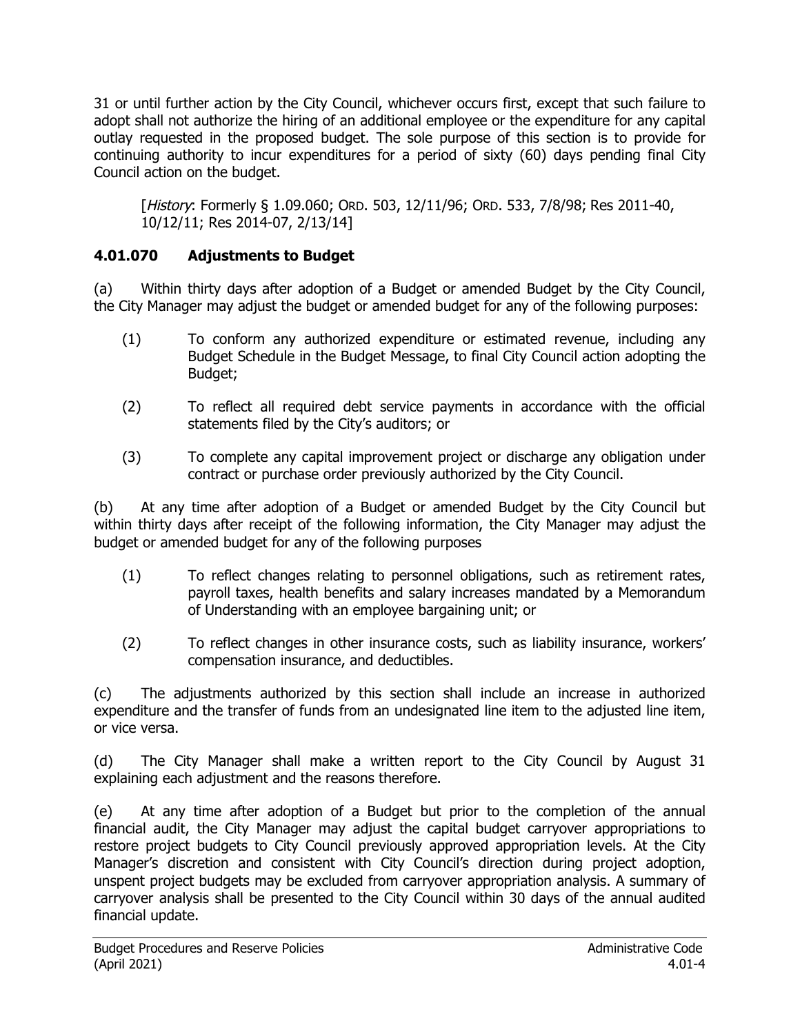31 or until further action by the City Council, whichever occurs first, except that such failure to adopt shall not authorize the hiring of an additional employee or the expenditure for any capital outlay requested in the proposed budget. The sole purpose of this section is to provide for continuing authority to incur expenditures for a period of sixty (60) days pending final City Council action on the budget.

> [*History*: Formerly § 1.09.060; ORD. 503, 12/11/96; ORD. 533, 7/8/98; Res 2011-40, 10/12/11; Res 2014-07, 2/13/14]

### 4.01.070 Adjustments to Budget

(a) Within thirty days after adoption of a Budget or amended Budget by the City Council, the City Manager may adjust the budget or amended budget for any of the following purposes:

- (1) To conform any authorized expenditure or estimated revenue, including any Budget Schedule in the Budget Message, to final City Council action adopting the Budget;
- (2) To reflect all required debt service payments in accordance with the official statements filed by the City's auditors; or
- (3) To complete any capital improvement project or discharge any obligation under contract or purchase order previously authorized by the City Council.

(b) At any time after adoption of a Budget or amended Budget by the City Council but within thirty days after receipt of the following information, the City Manager may adjust the budget or amended budget for any of the following purposes

- (1) To reflect changes relating to personnel obligations, such as retirement rates, payroll taxes, health benefits and salary increases mandated by a Memorandum of Understanding with an employee bargaining unit; or
- (2) To reflect changes in other insurance costs, such as liability insurance, workers' compensation insurance, and deductibles.

(c) The adjustments authorized by this section shall include an increase in authorized expenditure and the transfer of funds from an undesignated line item to the adjusted line item, or vice versa.

(d) The City Manager shall make a written report to the City Council by August 31 explaining each adjustment and the reasons therefore.

(e) At any time after adoption of a Budget but prior to the completion of the annual financial audit, the City Manager may adjust the capital budget carryover appropriations to restore project budgets to City Council previously approved appropriation levels. At the City Manager's discretion and consistent with City Council's direction during project adoption, unspent project budgets may be excluded from carryover appropriation analysis. A summary of carryover analysis shall be presented to the City Council within 30 days of the annual audited financial update.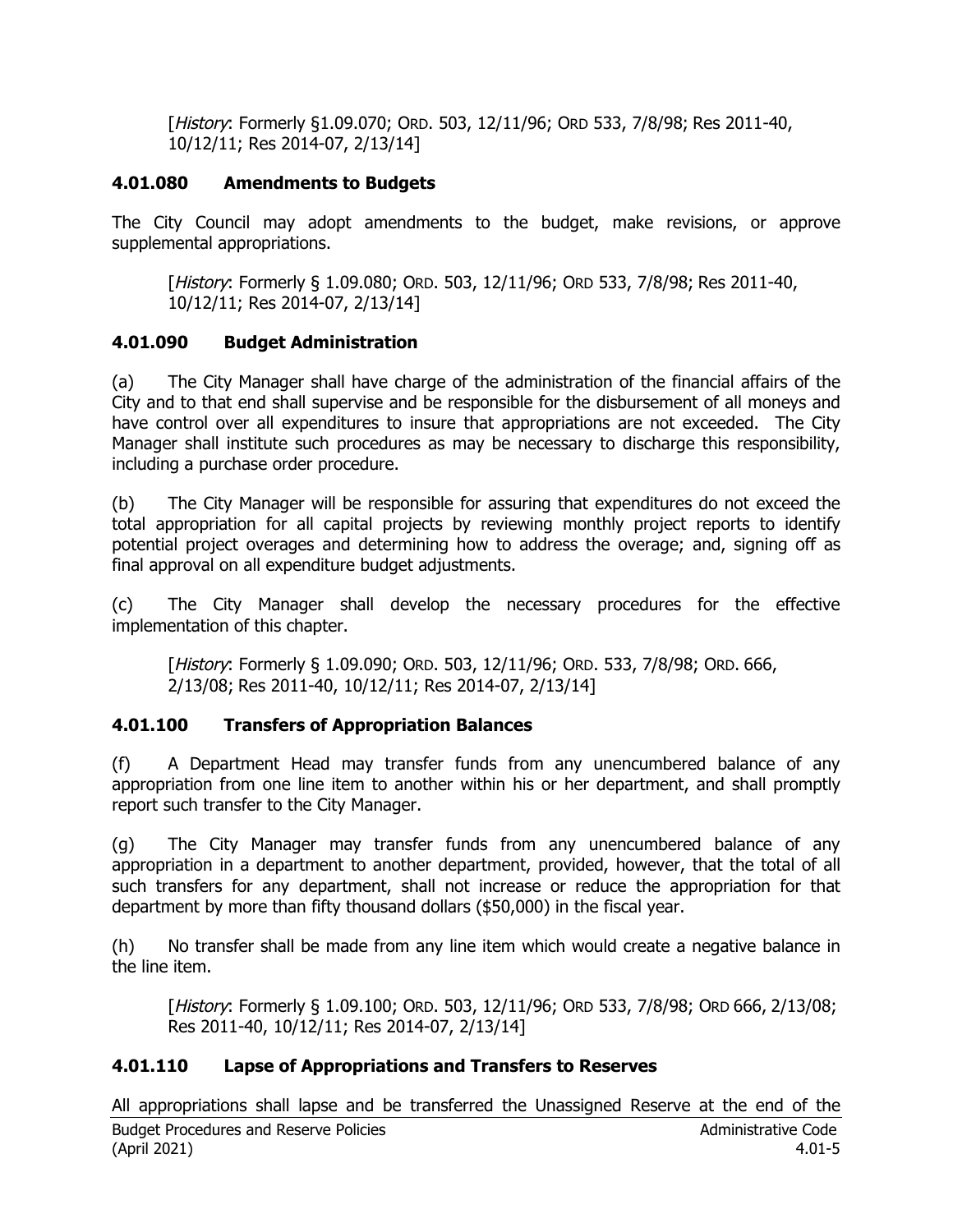[*History*: Formerly §1.09.070; ORD. 503, 12/11/96; ORD 533, 7/8/98; Res 2011-40, 10/12/11; Res 2014-07, 2/13/14]

### 4.01.080 Amendments to Budgets

The City Council may adopt amendments to the budget, make revisions, or approve supplemental appropriations.

[*History*: Formerly § 1.09.080; ORD. 503, 12/11/96; ORD 533, 7/8/98; Res 2011-40, 10/12/11; Res 2014-07, 2/13/14]

### 4.01.090 Budget Administration

(a) The City Manager shall have charge of the administration of the financial affairs of the City and to that end shall supervise and be responsible for the disbursement of all moneys and have control over all expenditures to insure that appropriations are not exceeded. The City Manager shall institute such procedures as may be necessary to discharge this responsibility, including a purchase order procedure.

(b) The City Manager will be responsible for assuring that expenditures do not exceed the total appropriation for all capital projects by reviewing monthly project reports to identify potential project overages and determining how to address the overage; and, signing off as final approval on all expenditure budget adjustments.

(c) The City Manager shall develop the necessary procedures for the effective implementation of this chapter.

[*History*: Formerly § 1.09.090; ORD. 503, 12/11/96; ORD. 533, 7/8/98; ORD. 666, 2/13/08; Res 2011-40, 10/12/11; Res 2014-07, 2/13/14]

### 4.01.100 Transfers of Appropriation Balances

(f) A Department Head may transfer funds from any unencumbered balance of any appropriation from one line item to another within his or her department, and shall promptly report such transfer to the City Manager.

(g) The City Manager may transfer funds from any unencumbered balance of any appropriation in a department to another department, provided, however, that the total of all such transfers for any department, shall not increase or reduce the appropriation for that department by more than fifty thousand dollars ($50,000) in the fiscal year.

(h) No transfer shall be made from any line item which would create a negative balance in the line item.

[*History*: Formerly § 1.09.100; ORD. 503, 12/11/96; ORD 533, 7/8/98; ORD 666, 2/13/08; Res 2011-40, 10/12/11; Res 2014-07, 2/13/14]

### 4.01.110 Lapse of Appropriations and Transfers to Reserves

All appropriations shall lapse and be transferred the Unassigned Reserve at the end of the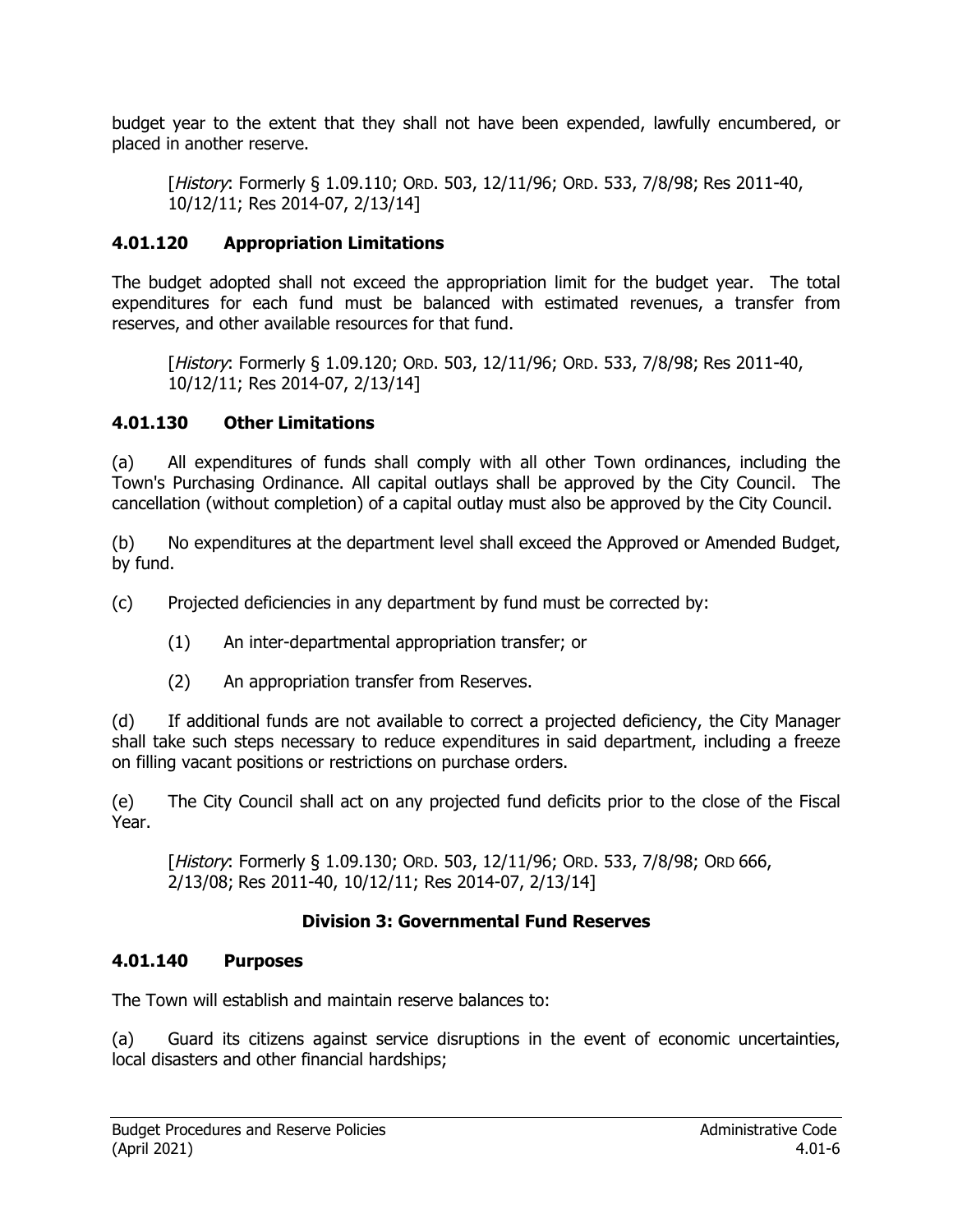budget year to the extent that they shall not have been expended, lawfully encumbered, or placed in another reserve.

> [*History*: Formerly § 1.09.110; ORD. 503, 12/11/96; ORD. 533, 7/8/98; Res 2011-40, 10/12/11; Res 2014-07, 2/13/14]

### 4.01.120 Appropriation Limitations

The budget adopted shall not exceed the appropriation limit for the budget year. The total expenditures for each fund must be balanced with estimated revenues, a transfer from reserves, and other available resources for that fund.

> [*History*: Formerly § 1.09.120; ORD. 503, 12/11/96; ORD. 533, 7/8/98; Res 2011-40, 10/12/11; Res 2014-07, 2/13/14]

### 4.01.130 Other Limitations

(a) All expenditures of funds shall comply with all other Town ordinances, including the Town's Purchasing Ordinance. All capital outlays shall be approved by the City Council. The cancellation (without completion) of a capital outlay must also be approved by the City Council.

(b) No expenditures at the department level shall exceed the Approved or Amended Budget, by fund.

(c) Projected deficiencies in any department by fund must be corrected by:

- (1) An inter-departmental appropriation transfer; or
- (2) An appropriation transfer from Reserves.

(d) If additional funds are not available to correct a projected deficiency, the City Manager shall take such steps necessary to reduce expenditures in said department, including a freeze on filling vacant positions or restrictions on purchase orders.

(e) The City Council shall act on any projected fund deficits prior to the close of the Fiscal Year.

> [*History*: Formerly § 1.09.130; ORD. 503, 12/11/96; ORD. 533, 7/8/98; ORD 666, 2/13/08; Res 2011-40, 10/12/11; Res 2014-07, 2/13/14]

## Division 3: Governmental Fund Reserves

### 4.01.140 Purposes

The Town will establish and maintain reserve balances to:

(a) Guard its citizens against service disruptions in the event of economic uncertainties, local disasters and other financial hardships;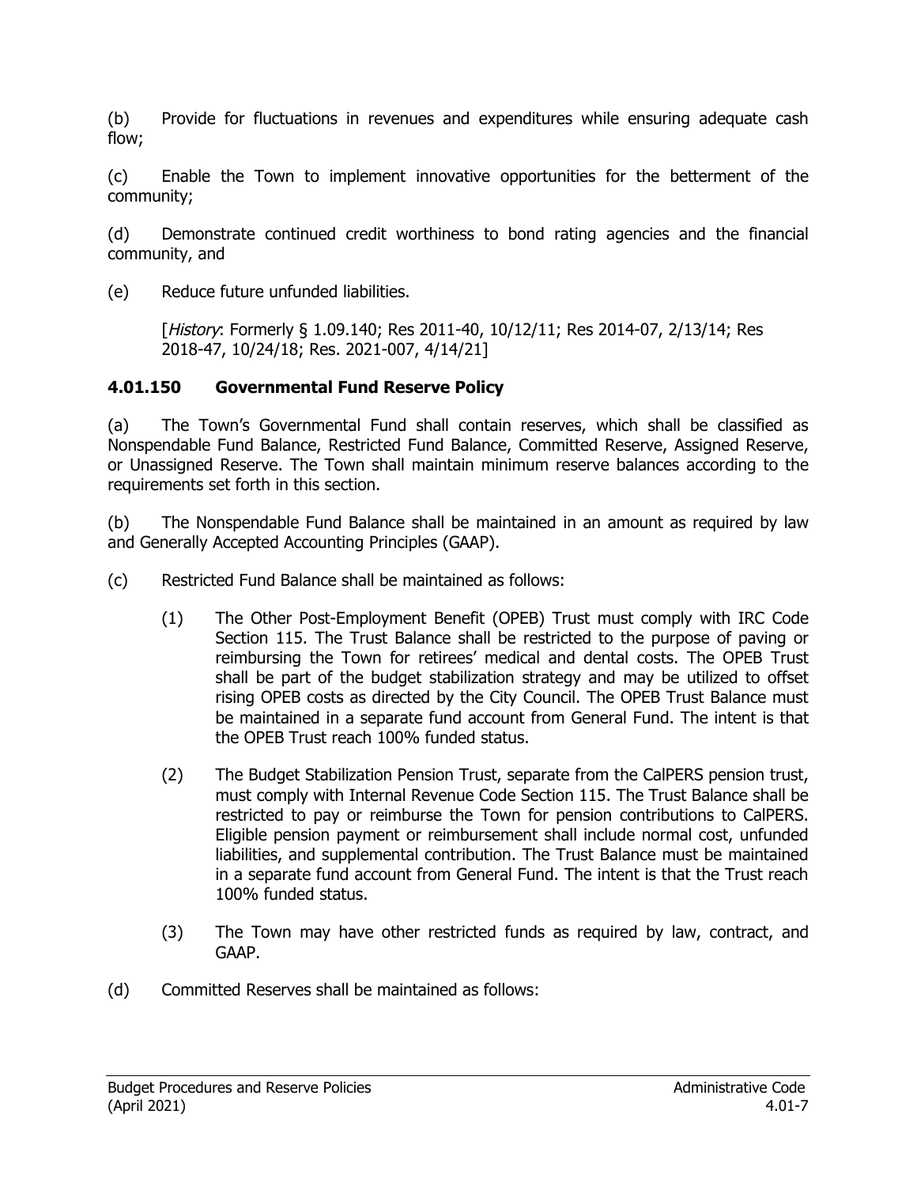(b) Provide for fluctuations in revenues and expenditures while ensuring adequate cash flow;

(c) Enable the Town to implement innovative opportunities for the betterment of the community;

(d) Demonstrate continued credit worthiness to bond rating agencies and the financial community, and

(e) Reduce future unfunded liabilities.

> [*History*: Formerly § 1.09.140; Res 2011-40, 10/12/11; Res 2014-07, 2/13/14; Res 2018-47, 10/24/18; Res. 2021-007, 4/14/21]

### 4.01.150 Governmental Fund Reserve Policy

(a) The Town's Governmental Fund shall contain reserves, which shall be classified as Nonspendable Fund Balance, Restricted Fund Balance, Committed Reserve, Assigned Reserve, or Unassigned Reserve. The Town shall maintain minimum reserve balances according to the requirements set forth in this section.

(b) The Nonspendable Fund Balance shall be maintained in an amount as required by law and Generally Accepted Accounting Principles (GAAP).

(c) Restricted Fund Balance shall be maintained as follows:

> (1) The Other Post-Employment Benefit (OPEB) Trust must comply with IRC Code Section 115. The Trust Balance shall be restricted to the purpose of paving or reimbursing the Town for retirees' medical and dental costs. The OPEB Trust shall be part of the budget stabilization strategy and may be utilized to offset rising OPEB costs as directed by the City Council. The OPEB Trust Balance must be maintained in a separate fund account from General Fund. The intent is that the OPEB Trust reach 100% funded status.
>
> (2) The Budget Stabilization Pension Trust, separate from the CalPERS pension trust, must comply with Internal Revenue Code Section 115. The Trust Balance shall be restricted to pay or reimburse the Town for pension contributions to CalPERS. Eligible pension payment or reimbursement shall include normal cost, unfunded liabilities, and supplemental contribution. The Trust Balance must be maintained in a separate fund account from General Fund. The intent is that the Trust reach 100% funded status.
>
> (3) The Town may have other restricted funds as required by law, contract, and GAAP.

(d) Committed Reserves shall be maintained as follows: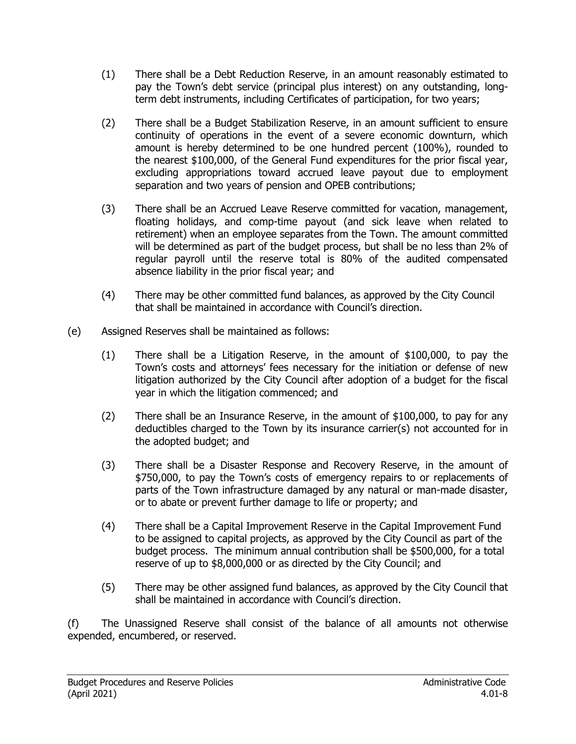(1) There shall be a Debt Reduction Reserve, in an amount reasonably estimated to pay the Town's debt service (principal plus interest) on any outstanding, long-term debt instruments, including Certificates of participation, for two years;

(2) There shall be a Budget Stabilization Reserve, in an amount sufficient to ensure continuity of operations in the event of a severe economic downturn, which amount is hereby determined to be one hundred percent (100%), rounded to the nearest $100,000, of the General Fund expenditures for the prior fiscal year, excluding appropriations toward accrued leave payout due to employment separation and two years of pension and OPEB contributions;

(3) There shall be an Accrued Leave Reserve committed for vacation, management, floating holidays, and comp-time payout (and sick leave when related to retirement) when an employee separates from the Town. The amount committed will be determined as part of the budget process, but shall be no less than 2% of regular payroll until the reserve total is 80% of the audited compensated absence liability in the prior fiscal year; and

(4) There may be other committed fund balances, as approved by the City Council that shall be maintained in accordance with Council's direction.

(e) Assigned Reserves shall be maintained as follows:

(1) There shall be a Litigation Reserve, in the amount of $100,000, to pay the Town's costs and attorneys' fees necessary for the initiation or defense of new litigation authorized by the City Council after adoption of a budget for the fiscal year in which the litigation commenced; and

(2) There shall be an Insurance Reserve, in the amount of $100,000, to pay for any deductibles charged to the Town by its insurance carrier(s) not accounted for in the adopted budget; and

(3) There shall be a Disaster Response and Recovery Reserve, in the amount of $750,000, to pay the Town's costs of emergency repairs to or replacements of parts of the Town infrastructure damaged by any natural or man-made disaster, or to abate or prevent further damage to life or property; and

(4) There shall be a Capital Improvement Reserve in the Capital Improvement Fund to be assigned to capital projects, as approved by the City Council as part of the budget process. The minimum annual contribution shall be $500,000, for a total reserve of up to $8,000,000 or as directed by the City Council; and

(5) There may be other assigned fund balances, as approved by the City Council that shall be maintained in accordance with Council's direction.

(f) The Unassigned Reserve shall consist of the balance of all amounts not otherwise expended, encumbered, or reserved.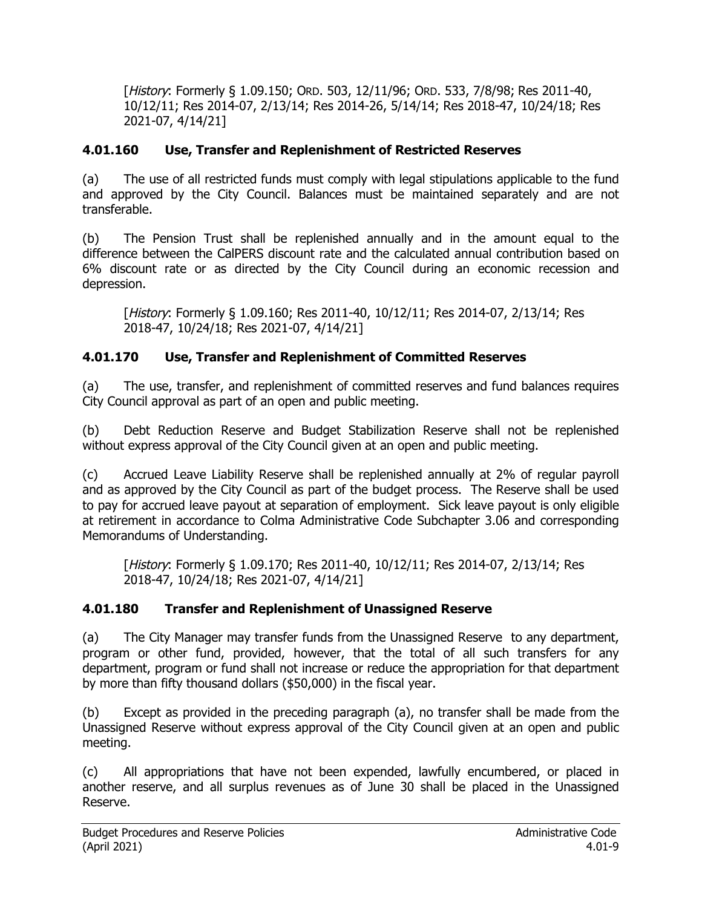[*History*: Formerly § 1.09.150; ORD. 503, 12/11/96; ORD. 533, 7/8/98; Res 2011-40, 10/12/11; Res 2014-07, 2/13/14; Res 2014-26, 5/14/14; Res 2018-47, 10/24/18; Res 2021-07, 4/14/21]

### 4.01.160 Use, Transfer and Replenishment of Restricted Reserves

(a) The use of all restricted funds must comply with legal stipulations applicable to the fund and approved by the City Council. Balances must be maintained separately and are not transferable.

(b) The Pension Trust shall be replenished annually and in the amount equal to the difference between the CalPERS discount rate and the calculated annual contribution based on 6% discount rate or as directed by the City Council during an economic recession and depression.

[*History*: Formerly § 1.09.160; Res 2011-40, 10/12/11; Res 2014-07, 2/13/14; Res 2018-47, 10/24/18; Res 2021-07, 4/14/21]

### 4.01.170 Use, Transfer and Replenishment of Committed Reserves

(a) The use, transfer, and replenishment of committed reserves and fund balances requires City Council approval as part of an open and public meeting.

(b) Debt Reduction Reserve and Budget Stabilization Reserve shall not be replenished without express approval of the City Council given at an open and public meeting.

(c) Accrued Leave Liability Reserve shall be replenished annually at 2% of regular payroll and as approved by the City Council as part of the budget process. The Reserve shall be used to pay for accrued leave payout at separation of employment. Sick leave payout is only eligible at retirement in accordance to Colma Administrative Code Subchapter 3.06 and corresponding Memorandums of Understanding.

[*History*: Formerly § 1.09.170; Res 2011-40, 10/12/11; Res 2014-07, 2/13/14; Res 2018-47, 10/24/18; Res 2021-07, 4/14/21]

### 4.01.180 Transfer and Replenishment of Unassigned Reserve

(a) The City Manager may transfer funds from the Unassigned Reserve to any department, program or other fund, provided, however, that the total of all such transfers for any department, program or fund shall not increase or reduce the appropriation for that department by more than fifty thousand dollars ($50,000) in the fiscal year.

(b) Except as provided in the preceding paragraph (a), no transfer shall be made from the Unassigned Reserve without express approval of the City Council given at an open and public meeting.

(c) All appropriations that have not been expended, lawfully encumbered, or placed in another reserve, and all surplus revenues as of June 30 shall be placed in the Unassigned Reserve.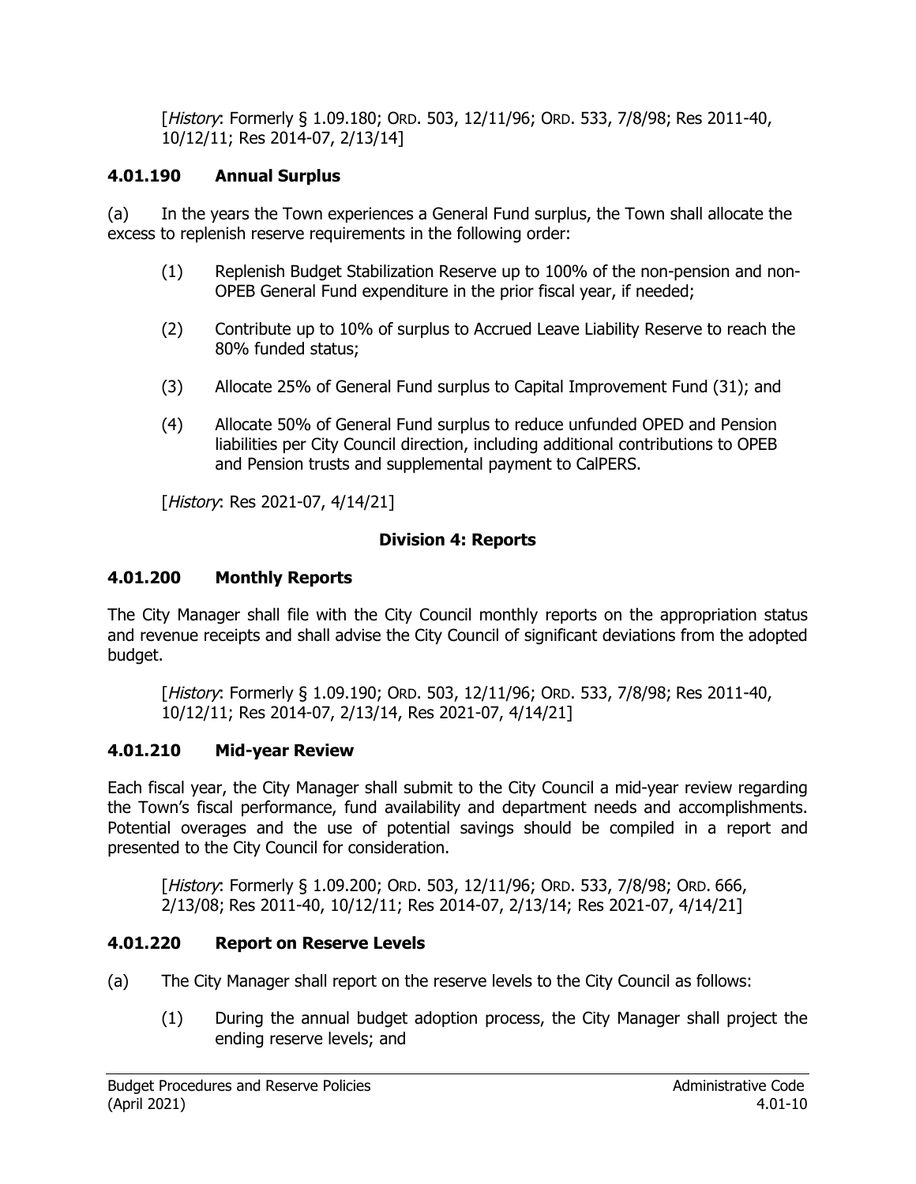[*History*: Formerly § 1.09.180; ORD. 503, 12/11/96; ORD. 533, 7/8/98; Res 2011-40, 10/12/11; Res 2014-07, 2/13/14]

### 4.01.190 Annual Surplus

(a) In the years the Town experiences a General Fund surplus, the Town shall allocate the excess to replenish reserve requirements in the following order:

(1) Replenish Budget Stabilization Reserve up to 100% of the non-pension and non-OPEB General Fund expenditure in the prior fiscal year, if needed;

(2) Contribute up to 10% of surplus to Accrued Leave Liability Reserve to reach the 80% funded status;

(3) Allocate 25% of General Fund surplus to Capital Improvement Fund (31); and

(4) Allocate 50% of General Fund surplus to reduce unfunded OPED and Pension liabilities per City Council direction, including additional contributions to OPEB and Pension trusts and supplemental payment to CalPERS.

[*History*: Res 2021-07, 4/14/21]

## Division 4: Reports

### 4.01.200 Monthly Reports

The City Manager shall file with the City Council monthly reports on the appropriation status and revenue receipts and shall advise the City Council of significant deviations from the adopted budget.

[*History*: Formerly § 1.09.190; ORD. 503, 12/11/96; ORD. 533, 7/8/98; Res 2011-40, 10/12/11; Res 2014-07, 2/13/14, Res 2021-07, 4/14/21]

### 4.01.210 Mid-year Review

Each fiscal year, the City Manager shall submit to the City Council a mid-year review regarding the Town's fiscal performance, fund availability and department needs and accomplishments. Potential overages and the use of potential savings should be compiled in a report and presented to the City Council for consideration.

[*History*: Formerly § 1.09.200; ORD. 503, 12/11/96; ORD. 533, 7/8/98; ORD. 666, 2/13/08; Res 2011-40, 10/12/11; Res 2014-07, 2/13/14; Res 2021-07, 4/14/21]

### 4.01.220 Report on Reserve Levels

(a) The City Manager shall report on the reserve levels to the City Council as follows:

(1) During the annual budget adoption process, the City Manager shall project the ending reserve levels; and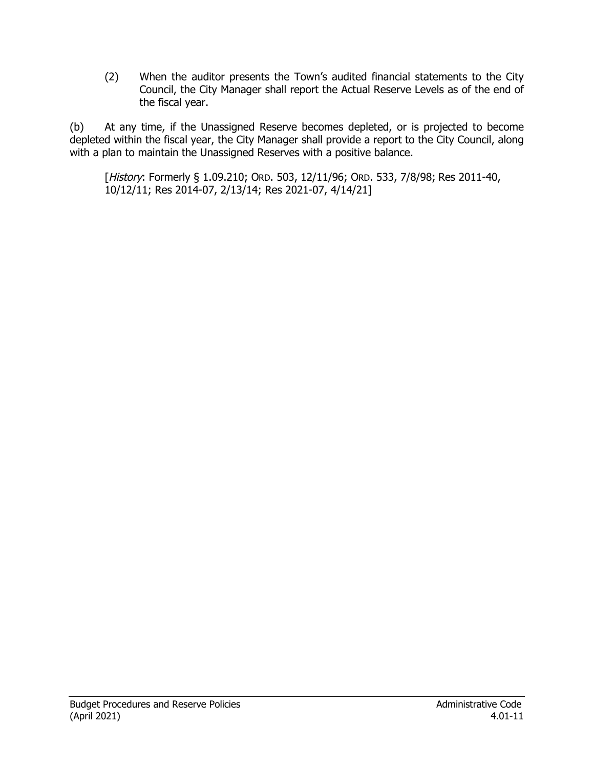(2) When the auditor presents the Town's audited financial statements to the City Council, the City Manager shall report the Actual Reserve Levels as of the end of the fiscal year.

(b) At any time, if the Unassigned Reserve becomes depleted, or is projected to become depleted within the fiscal year, the City Manager shall provide a report to the City Council, along with a plan to maintain the Unassigned Reserves with a positive balance.

[*History*: Formerly § 1.09.210; ORD. 503, 12/11/96; ORD. 533, 7/8/98; Res 2011-40, 10/12/11; Res 2014-07, 2/13/14; Res 2021-07, 4/14/21]